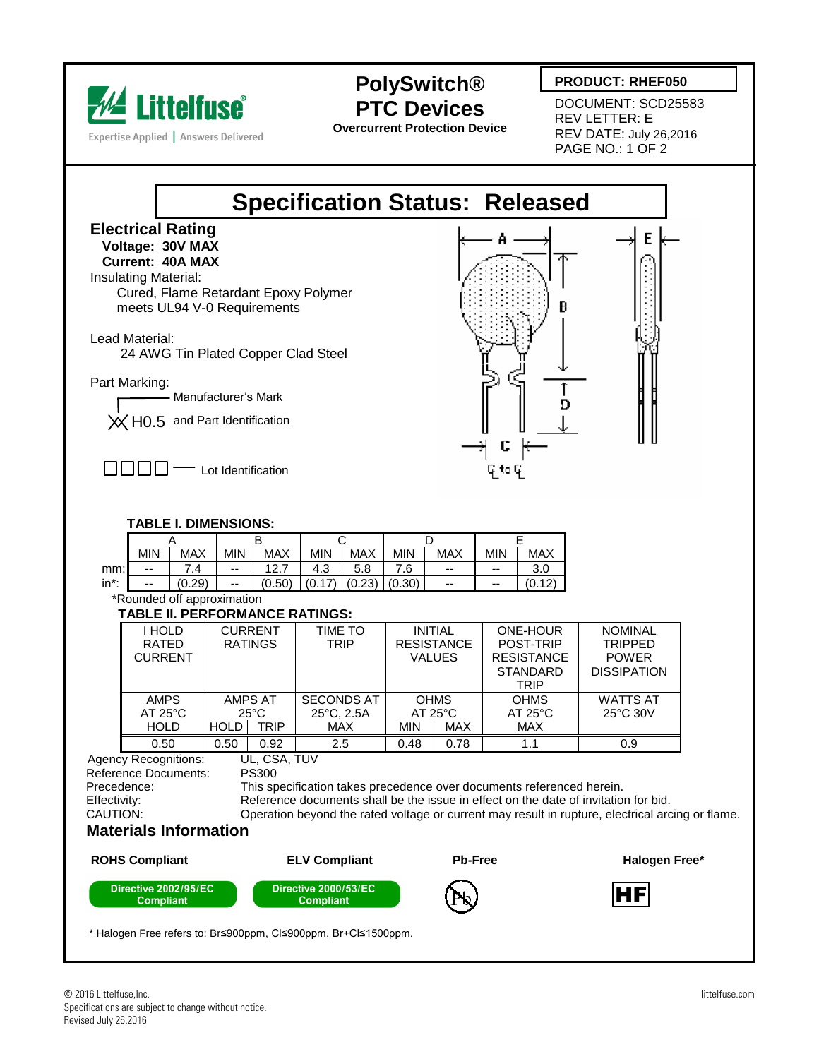Littelfuse®
Expertise Applied | Answers Delivered

# PolySwitch® PTC Devices

**Overcurrent Protection Device**

**PRODUCT: RHEF050**
DOCUMENT: SCD25583
REV LETTER: E
REV DATE: July 26,2016

# Specification Status: Released

## Electrical Rating

**Voltage: 30V MAX**
**Current: 40A MAX**

Insulating Material:
Cured, Flame Retardant Epoxy Polymer meets UL94 V-0 Requirements

Lead Material:
24 AWG Tin Plated Copper Clad Steel

Part Marking:
XX H0.5 — Manufacturer's Mark and Part Identification
□□□□ — Lot Identification

### TABLE I. DIMENSIONS:

| | A | | B | | C | | D | | E | |
|---|---|---|---|---|---|---|---|---|---|---|
| | MIN | MAX | MIN | MAX | MIN | MAX | MIN | MAX | MIN | MAX |
| mm: | -- | 7.4 | -- | 12.7 | 4.3 | 5.8 | 7.6 | -- | -- | 3.0 |
| in*: | -- | (0.29) | -- | (0.50) | (0.17) | (0.23) | (0.30) | -- | -- | (0.12) |

*Rounded off approximation

### TABLE II. PERFORMANCE RATINGS:

| I HOLD RATED CURRENT | CURRENT RATINGS | | TIME TO TRIP | INITIAL RESISTANCE VALUES | | ONE-HOUR POST-TRIP RESISTANCE STANDARD TRIP | NOMINAL TRIPPED POWER DISSIPATION |
|---|---|---|---|---|---|---|---|
| AMPS AT 25°C HOLD | AMPS AT 25°C HOLD | TRIP | SECONDS AT 25°C, 2.5A MAX | OHMS AT 25°C MIN | MAX | OHMS AT 25°C MAX | WATTS AT 25°C 30V |
| 0.50 | 0.50 | 0.92 | 2.5 | 0.48 | 0.78 | 1.1 | 0.9 |

Agency Recognitions: UL, CSA, TUV
Reference Documents: PS300
Precedence: This specification takes precedence over documents referenced herein.
Effectivity: Reference documents shall be the issue in effect on the date of invitation for bid.
CAUTION: Operation beyond the rated voltage or current may result in rupture, electrical arcing or flame.

## Materials Information

| ROHS Compliant | ELV Compliant | Pb-Free | Halogen Free* |
|---|---|---|---|
| Directive 2002/95/EC Compliant | Directive 2000/53/EC Compliant | Pb | HF |

* Halogen Free refers to: Br≤900ppm, Cl≤900ppm, Br+Cl≤1500ppm.

© 2016 Littelfuse,Inc.
Specifications are subject to change without notice.
Revised July 26,2016

littelfuse.com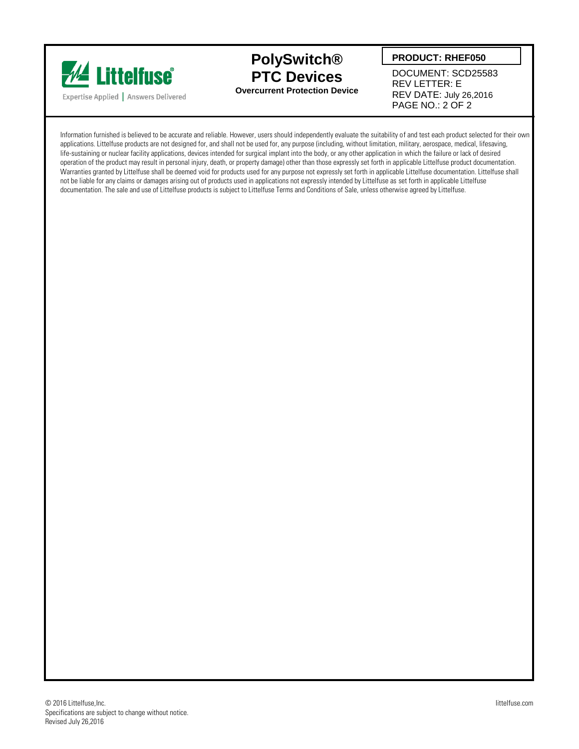Information furnished is believed to be accurate and reliable. However, users should independently evaluate the suitability of and test each product selected for their own applications. Littelfuse products are not designed for, and shall not be used for, any purpose (including, without limitation, military, aerospace, medical, lifesaving, life-sustaining or nuclear facility applications, devices intended for surgical implant into the body, or any other application in which the failure or lack of desired operation of the product may result in personal injury, death, or property damage) other than those expressly set forth in applicable Littelfuse product documentation. Warranties granted by Littelfuse shall be deemed void for products used for any purpose not expressly set forth in applicable Littelfuse documentation. Littelfuse shall not be liable for any claims or damages arising out of products used in applications not expressly intended by Littelfuse as set forth in applicable Littelfuse documentation. The sale and use of Littelfuse products is subject to Littelfuse Terms and Conditions of Sale, unless otherwise agreed by Littelfuse.